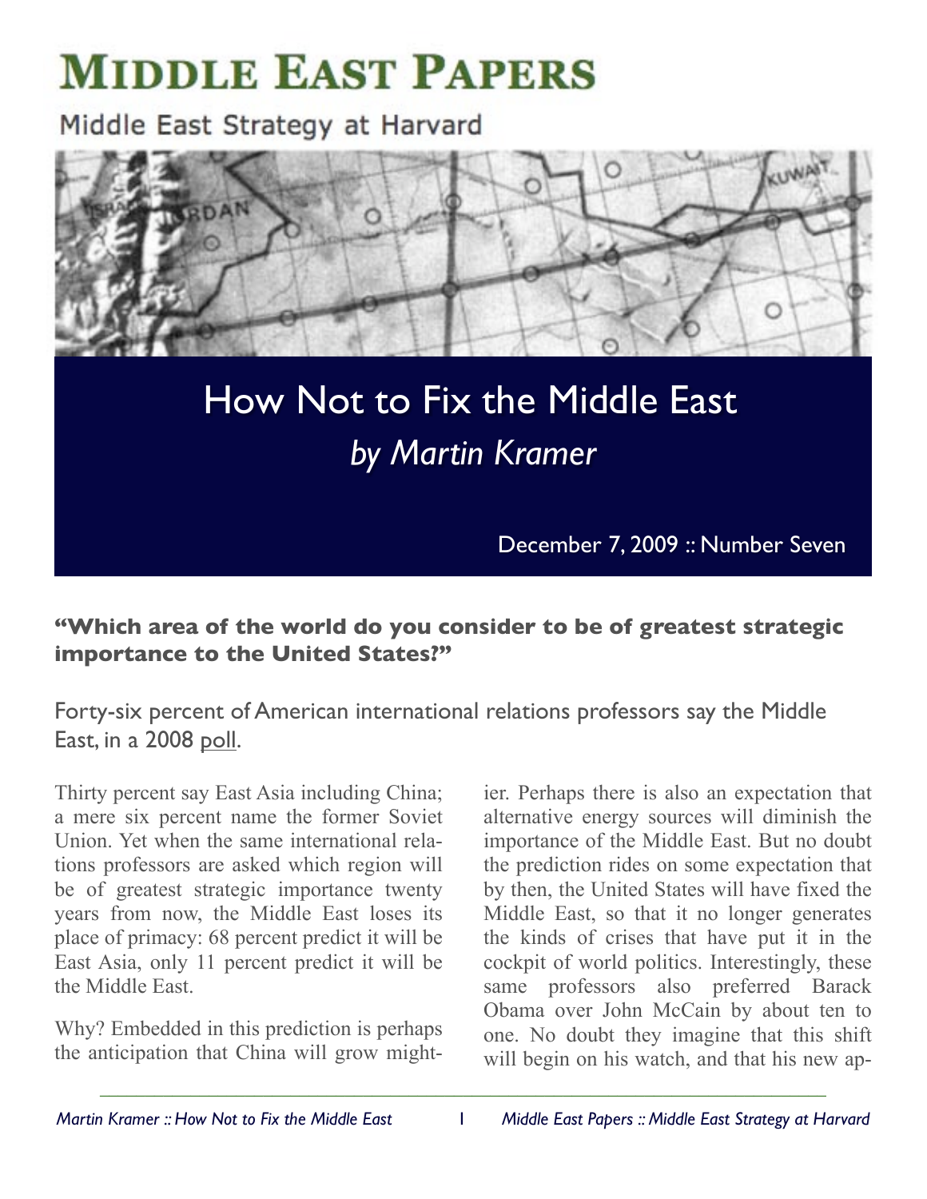# Middle East Papers

Middle East Strategy at Harvard

# How Not to Fix the Middle East

*by Martin Kramer*

December 7, 2009 :: Number Seven

**"Which area of the world do you consider to be of greatest strategic importance to the United States?"**

Forty-six percent of American international relations professors say the Middle East, in a 2008 poll.

Thirty percent say East Asia including China; a mere six percent name the former Soviet Union. Yet when the same international relations professors are asked which region will be of greatest strategic importance twenty years from now, the Middle East loses its place of primacy: 68 percent predict it will be East Asia, only 11 percent predict it will be the Middle East.

Why? Embedded in this prediction is perhaps the anticipation that China will grow mightier. Perhaps there is also an expectation that alternative energy sources will diminish the importance of the Middle East. But no doubt the prediction rides on some expectation that by then, the United States will have fixed the Middle East, so that it no longer generates the kinds of crises that have put it in the cockpit of world politics. Interestingly, these same professors also preferred Barack Obama over John McCain by about ten to one. No doubt they imagine that this shift will begin on his watch, and that his new ap-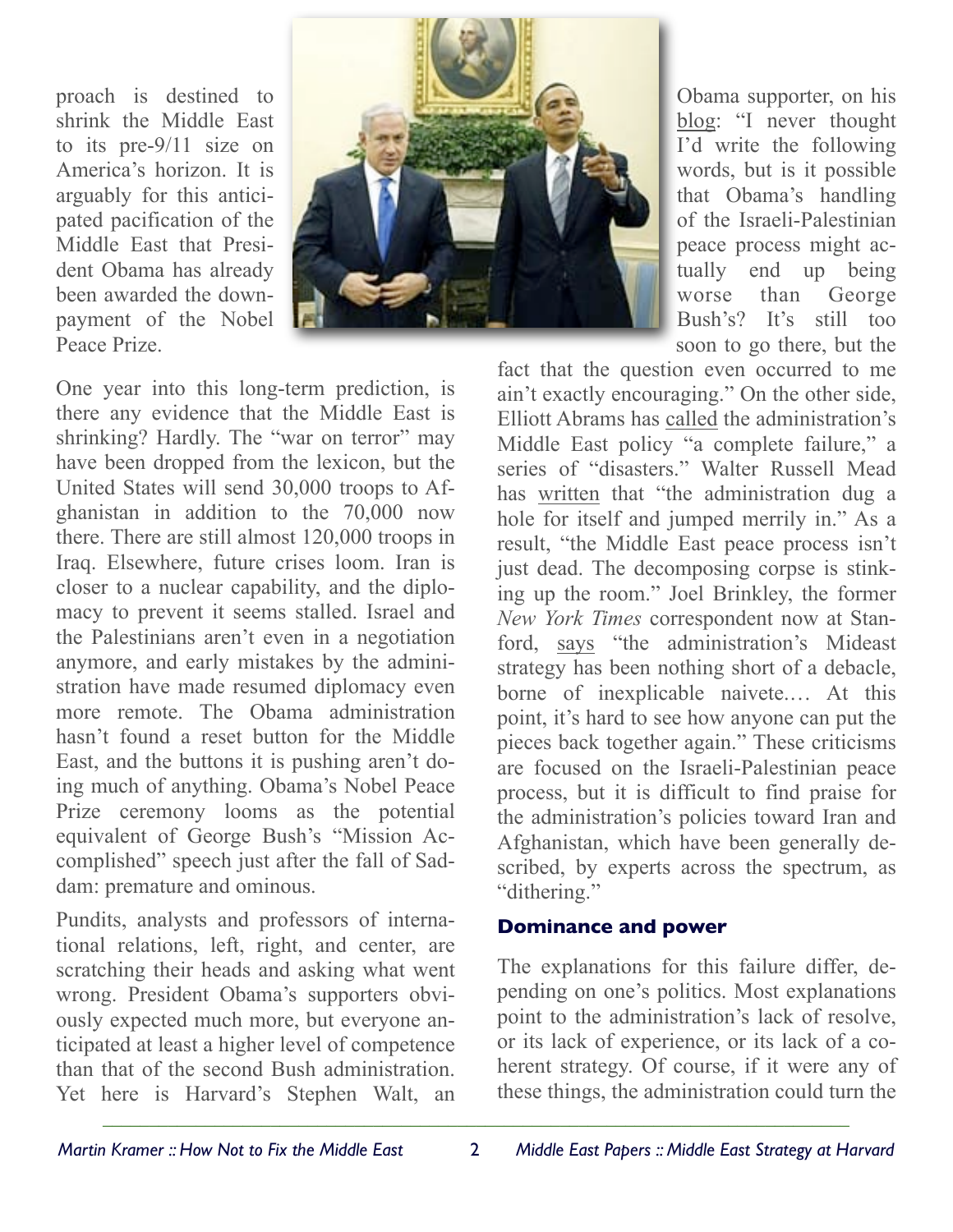proach is destined to shrink the Middle East to its pre-9/11 size on America's horizon. It is arguably for this anticipated pacification of the Middle East that President Obama has already been awarded the down-payment of the Nobel Peace Prize.

One year into this long-term prediction, is there any evidence that the Middle East is shrinking? Hardly. The "war on terror" may have been dropped from the lexicon, but the United States will send 30,000 troops to Afghanistan in addition to the 70,000 now there. There are still almost 120,000 troops in Iraq. Elsewhere, future crises loom. Iran is closer to a nuclear capability, and the diplomacy to prevent it seems stalled. Israel and the Palestinians aren't even in a negotiation anymore, and early mistakes by the administration have made resumed diplomacy even more remote. The Obama administration hasn't found a reset button for the Middle East, and the buttons it is pushing aren't doing much of anything. Obama's Nobel Peace Prize ceremony looms as the potential equivalent of George Bush's "Mission Accomplished" speech just after the fall of Saddam: premature and ominous.

Pundits, analysts and professors of international relations, left, right, and center, are scratching their heads and asking what went wrong. President Obama's supporters obviously expected much more, but everyone anticipated at least a higher level of competence than that of the second Bush administration. Yet here is Harvard's Stephen Walt, an Obama supporter, on his blog: "I never thought I'd write the following words, but is it possible that Obama's handling of the Israeli-Palestinian peace process might actually end up being worse than George Bush's? It's still too soon to go there, but the fact that the question even occurred to me ain't exactly encouraging." On the other side, Elliott Abrams has called the administration's Middle East policy "a complete failure," a series of "disasters." Walter Russell Mead has written that "the administration dug a hole for itself and jumped merrily in." As a result, "the Middle East peace process isn't just dead. The decomposing corpse is stinking up the room." Joel Brinkley, the former *New York Times* correspondent now at Stanford, says "the administration's Mideast strategy has been nothing short of a debacle, borne of inexplicable naivete.… At this point, it's hard to see how anyone can put the pieces back together again." These criticisms are focused on the Israeli-Palestinian peace process, but it is difficult to find praise for the administration's policies toward Iran and Afghanistan, which have been generally described, by experts across the spectrum, as "dithering."

## Dominance and power

The explanations for this failure differ, depending on one's politics. Most explanations point to the administration's lack of resolve, or its lack of experience, or its lack of a coherent strategy. Of course, if it were any of these things, the administration could turn the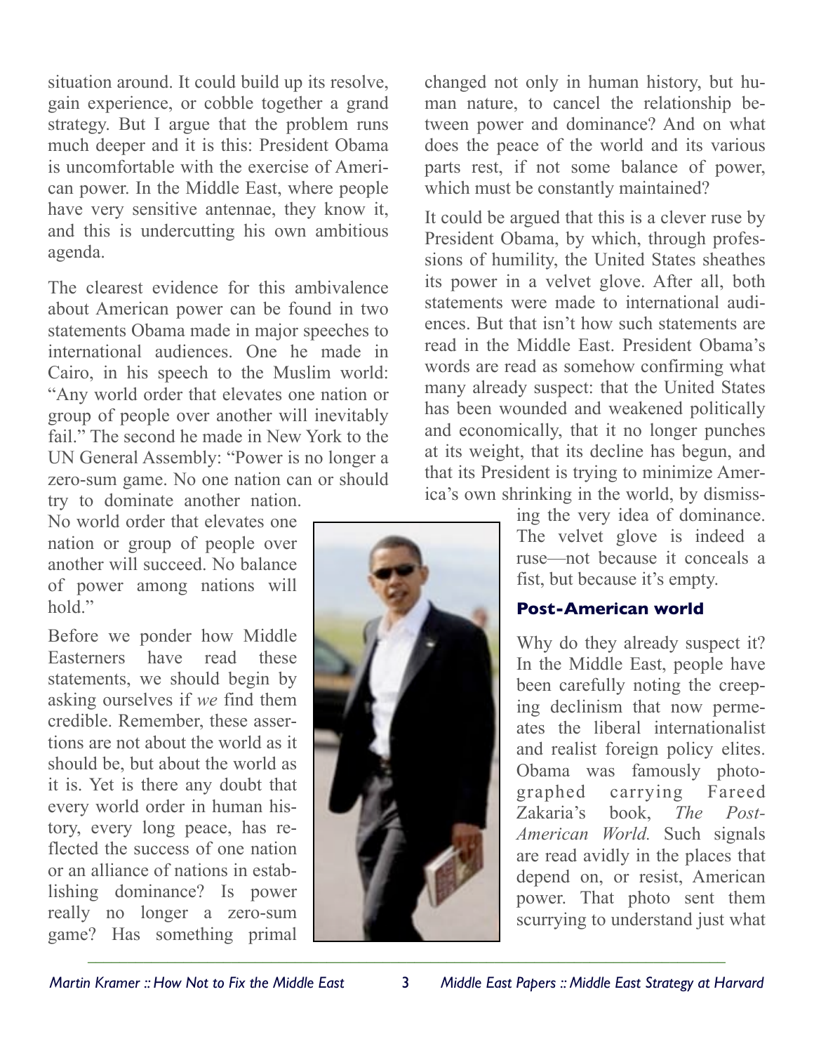situation around. It could build up its resolve, gain experience, or cobble together a grand strategy. But I argue that the problem runs much deeper and it is this: President Obama is uncomfortable with the exercise of American power. In the Middle East, where people have very sensitive antennae, they know it, and this is undercutting his own ambitious agenda.

The clearest evidence for this ambivalence about American power can be found in two statements Obama made in major speeches to international audiences. One he made in Cairo, in his speech to the Muslim world: "Any world order that elevates one nation or group of people over another will inevitably fail." The second he made in New York to the UN General Assembly: "Power is no longer a zero-sum game. No one nation can or should try to dominate another nation. No world order that elevates one nation or group of people over another will succeed. No balance of power among nations will hold."

Before we ponder how Middle Easterners have read these statements, we should begin by asking ourselves if *we* find them credible. Remember, these assertions are not about the world as it should be, but about the world as it is. Yet is there any doubt that every world order in human history, every long peace, has reflected the success of one nation or an alliance of nations in establishing dominance? Is power really no longer a zero-sum game? Has something primal changed not only in human history, but human nature, to cancel the relationship between power and dominance? And on what does the peace of the world and its various parts rest, if not some balance of power, which must be constantly maintained?

It could be argued that this is a clever ruse by President Obama, by which, through professions of humility, the United States sheathes its power in a velvet glove. After all, both statements were made to international audiences. But that isn't how such statements are read in the Middle East. President Obama's words are read as somehow confirming what many already suspect: that the United States has been wounded and weakened politically and economically, that it no longer punches at its weight, that its decline has begun, and that its President is trying to minimize America's own shrinking in the world, by dismissing the very idea of dominance. The velvet glove is indeed a ruse—not because it conceals a fist, but because it's empty.

### Post-American world

Why do they already suspect it? In the Middle East, people have been carefully noting the creeping declinism that now permeates the liberal internationalist and realist foreign policy elites. Obama was famously photographed carrying Fareed Zakaria's book, *The Post-American World.* Such signals are read avidly in the places that depend on, or resist, American power. That photo sent them scurrying to understand just what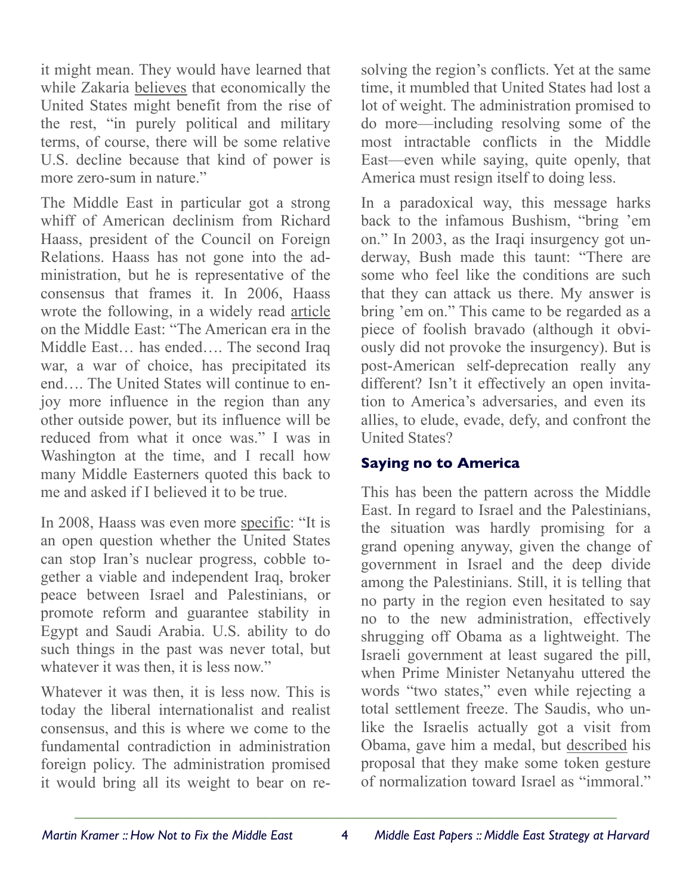it might mean. They would have learned that while Zakaria believes that economically the United States might benefit from the rise of the rest, "in purely political and military terms, of course, there will be some relative U.S. decline because that kind of power is more zero-sum in nature."

The Middle East in particular got a strong whiff of American declinism from Richard Haass, president of the Council on Foreign Relations. Haass has not gone into the administration, but he is representative of the consensus that frames it. In 2006, Haass wrote the following, in a widely read article on the Middle East: "The American era in the Middle East… has ended…. The second Iraq war, a war of choice, has precipitated its end…. The United States will continue to enjoy more influence in the region than any other outside power, but its influence will be reduced from what it once was." I was in Washington at the time, and I recall how many Middle Easterners quoted this back to me and asked if I believed it to be true.

In 2008, Haass was even more specific: "It is an open question whether the United States can stop Iran's nuclear progress, cobble together a viable and independent Iraq, broker peace between Israel and Palestinians, or promote reform and guarantee stability in Egypt and Saudi Arabia. U.S. ability to do such things in the past was never total, but whatever it was then, it is less now."

Whatever it was then, it is less now. This is today the liberal internationalist and realist consensus, and this is where we come to the fundamental contradiction in administration foreign policy. The administration promised it would bring all its weight to bear on resolving the region's conflicts. Yet at the same time, it mumbled that United States had lost a lot of weight. The administration promised to do more—including resolving some of the most intractable conflicts in the Middle East—even while saying, quite openly, that America must resign itself to doing less.

In a paradoxical way, this message harks back to the infamous Bushism, "bring 'em on." In 2003, as the Iraqi insurgency got underway, Bush made this taunt: "There are some who feel like the conditions are such that they can attack us there. My answer is bring 'em on." This came to be regarded as a piece of foolish bravado (although it obviously did not provoke the insurgency). But is post-American self-deprecation really any different? Isn't it effectively an open invitation to America's adversaries, and even its allies, to elude, evade, defy, and confront the United States?

### Saying no to America

This has been the pattern across the Middle East. In regard to Israel and the Palestinians, the situation was hardly promising for a grand opening anyway, given the change of government in Israel and the deep divide among the Palestinians. Still, it is telling that no party in the region even hesitated to say no to the new administration, effectively shrugging off Obama as a lightweight. The Israeli government at least sugared the pill, when Prime Minister Netanyahu uttered the words "two states," even while rejecting a total settlement freeze. The Saudis, who unlike the Israelis actually got a visit from Obama, gave him a medal, but described his proposal that they make some token gesture of normalization toward Israel as "immoral."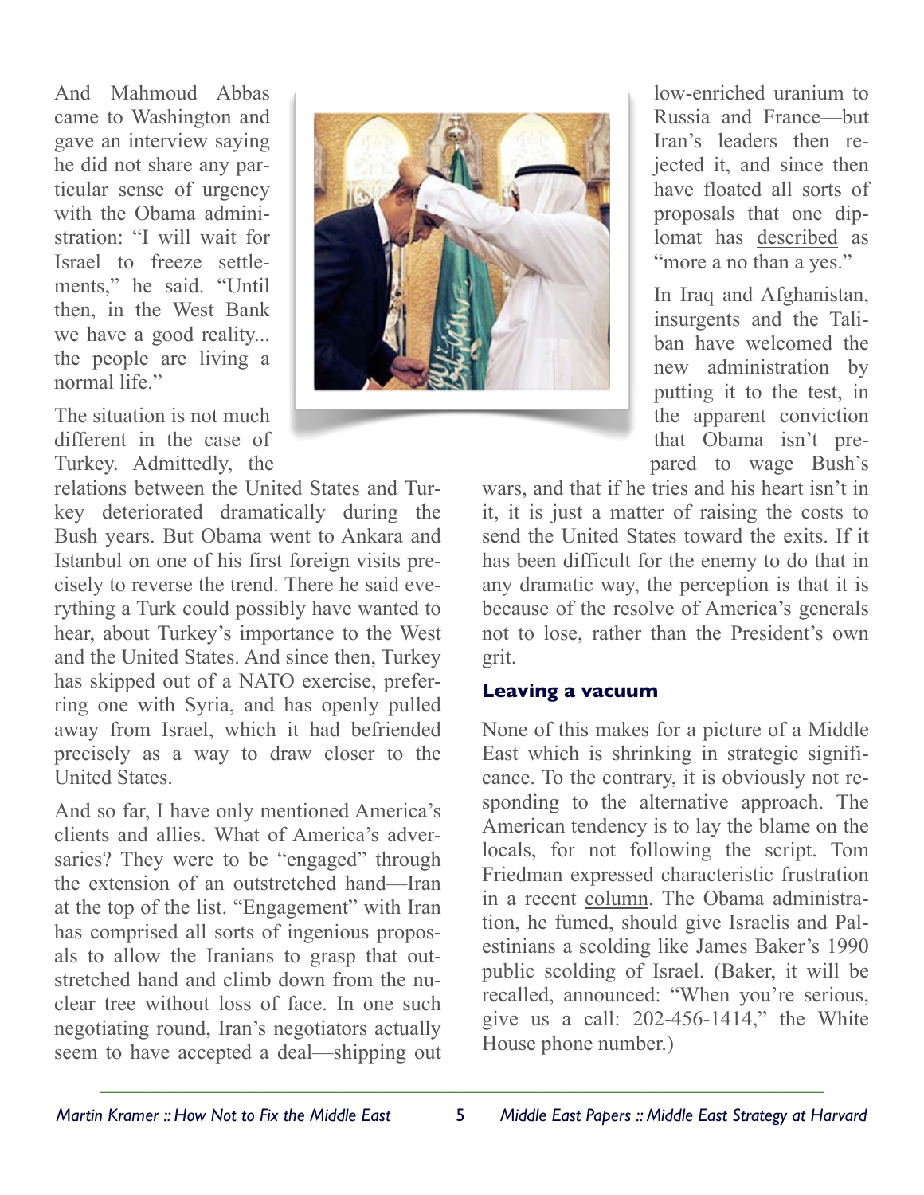And Mahmoud Abbas came to Washington and gave an interview saying he did not share any particular sense of urgency with the Obama administration: "I will wait for Israel to freeze settlements," he said. "Until then, in the West Bank we have a good reality... the people are living a normal life."

The situation is not much different in the case of Turkey. Admittedly, the relations between the United States and Turkey deteriorated dramatically during the Bush years. But Obama went to Ankara and Istanbul on one of his first foreign visits precisely to reverse the trend. There he said everything a Turk could possibly have wanted to hear, about Turkey's importance to the West and the United States. And since then, Turkey has skipped out of a NATO exercise, preferring one with Syria, and has openly pulled away from Israel, which it had befriended precisely as a way to draw closer to the United States.

And so far, I have only mentioned America's clients and allies. What of America's adversaries? They were to be "engaged" through the extension of an outstretched hand—Iran at the top of the list. "Engagement" with Iran has comprised all sorts of ingenious proposals to allow the Iranians to grasp that outstretched hand and climb down from the nuclear tree without loss of face. In one such negotiating round, Iran's negotiators actually seem to have accepted a deal—shipping out low-enriched uranium to Russia and France—but Iran's leaders then rejected it, and since then have floated all sorts of proposals that one diplomat has described as "more a no than a yes."

In Iraq and Afghanistan, insurgents and the Taliban have welcomed the new administration by putting it to the test, in the apparent conviction that Obama isn't prepared to wage Bush's wars, and that if he tries and his heart isn't in it, it is just a matter of raising the costs to send the United States toward the exits. If it has been difficult for the enemy to do that in any dramatic way, the perception is that it is because of the resolve of America's generals not to lose, rather than the President's own grit.

### Leaving a vacuum

None of this makes for a picture of a Middle East which is shrinking in strategic significance. To the contrary, it is obviously not responding to the alternative approach. The American tendency is to lay the blame on the locals, for not following the script. Tom Friedman expressed characteristic frustration in a recent column. The Obama administration, he fumed, should give Israelis and Palestinians a scolding like James Baker's 1990 public scolding of Israel. (Baker, it will be recalled, announced: "When you're serious, give us a call: 202-456-1414," the White House phone number.)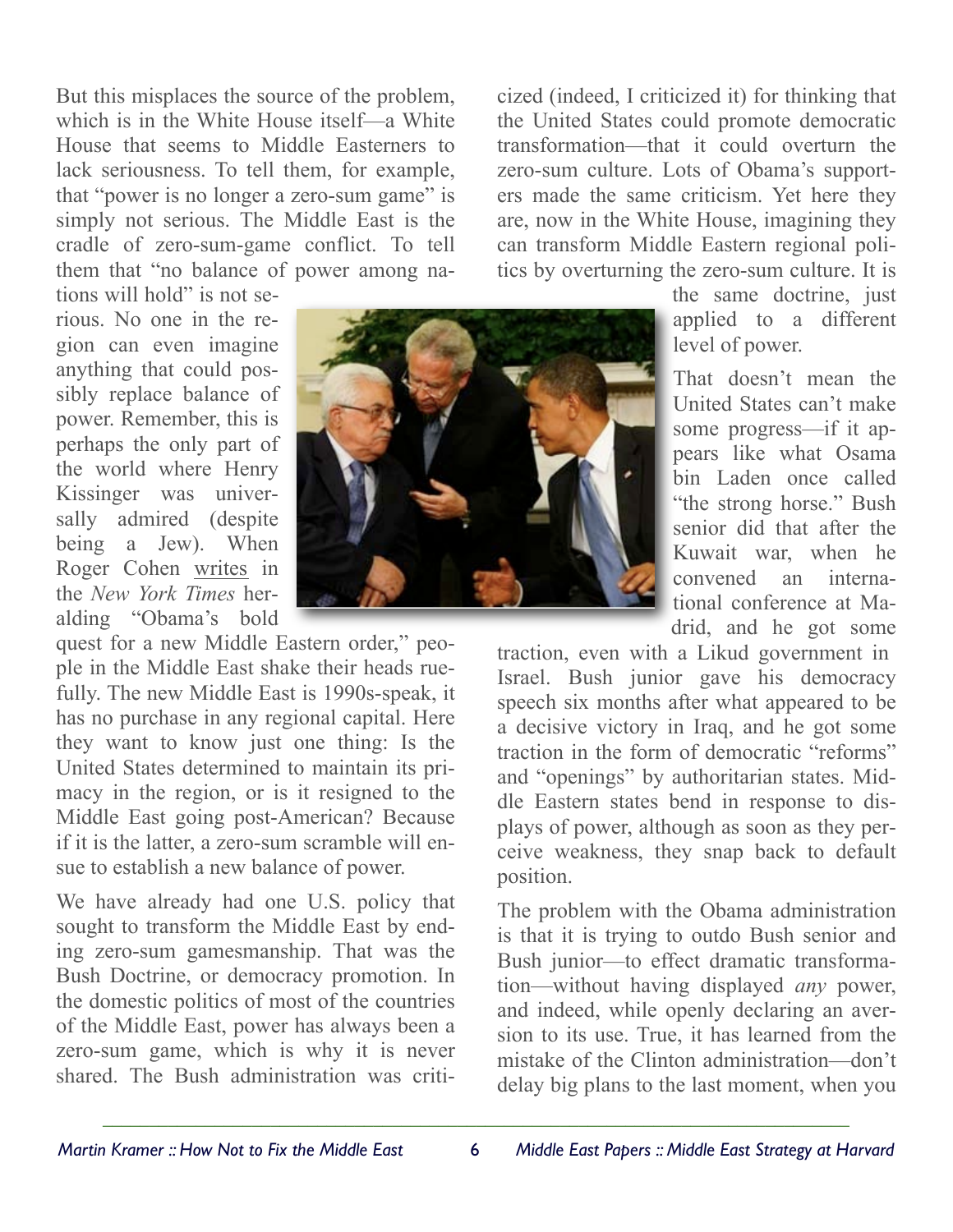But this misplaces the source of the problem, which is in the White House itself—a White House that seems to Middle Easterners to lack seriousness. To tell them, for example, that "power is no longer a zero-sum game" is simply not serious. The Middle East is the cradle of zero-sum-game conflict. To tell them that "no balance of power among nations will hold" is not serious. No one in the region can even imagine anything that could possibly replace balance of power. Remember, this is perhaps the only part of the world where Henry Kissinger was universally admired (despite being a Jew). When Roger Cohen writes in the *New York Times* heralding "Obama's bold quest for a new Middle Eastern order," people in the Middle East shake their heads ruefully. The new Middle East is 1990s-speak, it has no purchase in any regional capital. Here they want to know just one thing: Is the United States determined to maintain its primacy in the region, or is it resigned to the Middle East going post-American? Because if it is the latter, a zero-sum scramble will ensue to establish a new balance of power.

We have already had one U.S. policy that sought to transform the Middle East by ending zero-sum gamesmanship. That was the Bush Doctrine, or democracy promotion. In the domestic politics of most of the countries of the Middle East, power has always been a zero-sum game, which is why it is never shared. The Bush administration was criticized (indeed, I criticized it) for thinking that the United States could promote democratic transformation—that it could overturn the zero-sum culture. Lots of Obama's supporters made the same criticism. Yet here they are, now in the White House, imagining they can transform Middle Eastern regional politics by overturning the zero-sum culture. It is the same doctrine, just applied to a different level of power.

That doesn't mean the United States can't make some progress—if it appears like what Osama bin Laden once called "the strong horse." Bush senior did that after the Kuwait war, when he convened an international conference at Madrid, and he got some traction, even with a Likud government in Israel. Bush junior gave his democracy speech six months after what appeared to be a decisive victory in Iraq, and he got some traction in the form of democratic "reforms" and "openings" by authoritarian states. Middle Eastern states bend in response to displays of power, although as soon as they perceive weakness, they snap back to default position.

The problem with the Obama administration is that it is trying to outdo Bush senior and Bush junior—to effect dramatic transformation—without having displayed *any* power, and indeed, while openly declaring an aversion to its use. True, it has learned from the mistake of the Clinton administration—don't delay big plans to the last moment, when you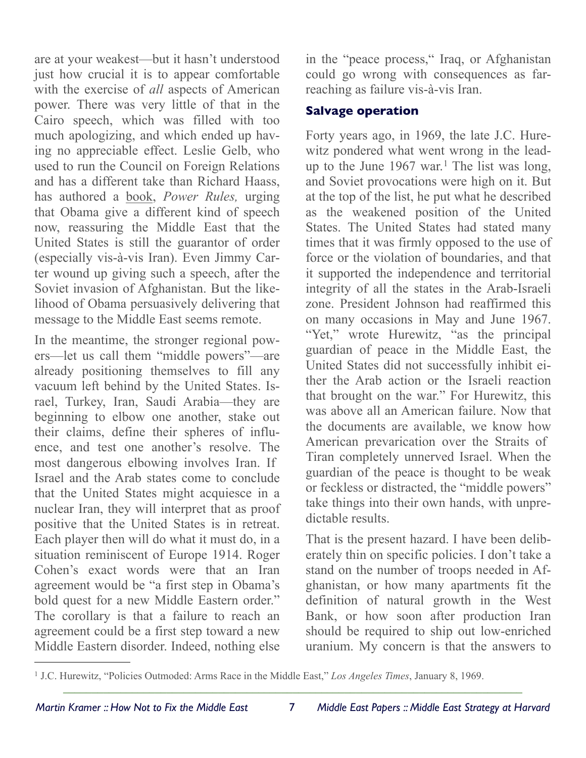are at your weakest—but it hasn't understood just how crucial it is to appear comfortable with the exercise of *all* aspects of American power. There was very little of that in the Cairo speech, which was filled with too much apologizing, and which ended up having no appreciable effect. Leslie Gelb, who used to run the Council on Foreign Relations and has a different take than Richard Haass, has authored a book, *Power Rules,* urging that Obama give a different kind of speech now, reassuring the Middle East that the United States is still the guarantor of order (especially vis-à-vis Iran). Even Jimmy Carter wound up giving such a speech, after the Soviet invasion of Afghanistan. But the likelihood of Obama persuasively delivering that message to the Middle East seems remote.

In the meantime, the stronger regional powers—let us call them "middle powers"—are already positioning themselves to fill any vacuum left behind by the United States. Israel, Turkey, Iran, Saudi Arabia—they are beginning to elbow one another, stake out their claims, define their spheres of influence, and test one another's resolve. The most dangerous elbowing involves Iran. If Israel and the Arab states come to conclude that the United States might acquiesce in a nuclear Iran, they will interpret that as proof positive that the United States is in retreat. Each player then will do what it must do, in a situation reminiscent of Europe 1914. Roger Cohen's exact words were that an Iran agreement would be "a first step in Obama's bold quest for a new Middle Eastern order." The corollary is that a failure to reach an agreement could be a first step toward a new Middle Eastern disorder. Indeed, nothing else in the "peace process," Iraq, or Afghanistan could go wrong with consequences as far-reaching as failure vis-à-vis Iran.

### Salvage operation

Forty years ago, in 1969, the late J.C. Hurewitz pondered what went wrong in the lead-up to the June 1967 war.[1] The list was long, and Soviet provocations were high on it. But at the top of the list, he put what he described as the weakened position of the United States. The United States had stated many times that it was firmly opposed to the use of force or the violation of boundaries, and that it supported the independence and territorial integrity of all the states in the Arab-Israeli zone. President Johnson had reaffirmed this on many occasions in May and June 1967. "Yet," wrote Hurewitz, "as the principal guardian of peace in the Middle East, the United States did not successfully inhibit either the Arab action or the Israeli reaction that brought on the war." For Hurewitz, this was above all an American failure. Now that the documents are available, we know how American prevarication over the Straits of Tiran completely unnerved Israel. When the guardian of the peace is thought to be weak or feckless or distracted, the "middle powers" take things into their own hands, with unpredictable results.

That is the present hazard. I have been deliberately thin on specific policies. I don't take a stand on the number of troops needed in Afghanistan, or how many apartments fit the definition of natural growth in the West Bank, or how soon after production Iran should be required to ship out low-enriched uranium. My concern is that the answers to

---

[1] J.C. Hurewitz, "Policies Outmoded: Arms Race in the Middle East," *Los Angeles Times*, January 8, 1969.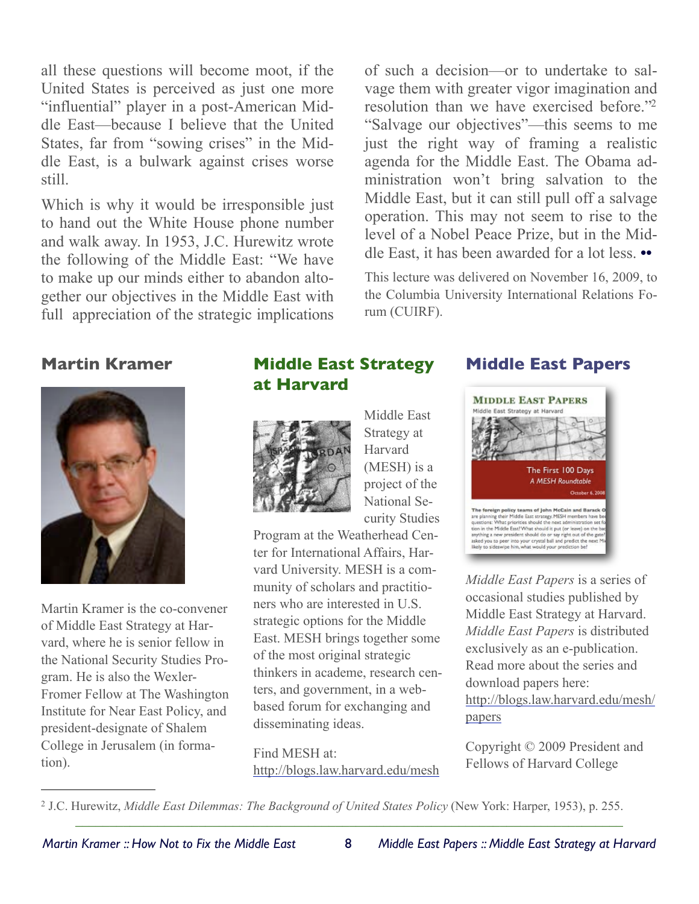all these questions will become moot, if the United States is perceived as just one more "influential" player in a post-American Middle East—because I believe that the United States, far from "sowing crises" in the Middle East, is a bulwark against crises worse still.

Which is why it would be irresponsible just to hand out the White House phone number and walk away. In 1953, J.C. Hurewitz wrote the following of the Middle East: "We have to make up our minds either to abandon altogether our objectives in the Middle East with full appreciation of the strategic implications of such a decision—or to undertake to salvage them with greater vigor imagination and resolution than we have exercised before."[2] "Salvage our objectives"—this seems to me just the right way of framing a realistic agenda for the Middle East. The Obama administration won't bring salvation to the Middle East, but it can still pull off a salvage operation. This may not seem to rise to the level of a Nobel Peace Prize, but in the Middle East, it has been awarded for a lot less. ••

This lecture was delivered on November 16, 2009, to the Columbia University International Relations Forum (CUIRF).

## Martin Kramer

Martin Kramer is the co-convener of Middle East Strategy at Harvard, where he is senior fellow in the National Security Studies Program. He is also the Wexler-Fromer Fellow at The Washington Institute for Near East Policy, and president-designate of Shalem College in Jerusalem (in formation).

## Middle East Strategy at Harvard

Middle East Strategy at Harvard (MESH) is a project of the National Security Studies Program at the Weatherhead Center for International Affairs, Harvard University. MESH is a community of scholars and practitioners who are interested in U.S. strategic options for the Middle East. MESH brings together some of the most original strategic thinkers in academe, research centers, and government, in a web-based forum for exchanging and disseminating ideas.

Find MESH at: http://blogs.law.harvard.edu/mesh

## Middle East Papers

*Middle East Papers* is a series of occasional studies published by Middle East Strategy at Harvard. *Middle East Papers* is distributed exclusively as an e-publication. Read more about the series and download papers here: http://blogs.law.harvard.edu/mesh/papers

Copyright © 2009 President and Fellows of Harvard College

---

[2] J.C. Hurewitz, *Middle East Dilemmas: The Background of United States Policy* (New York: Harper, 1953), p. 255.